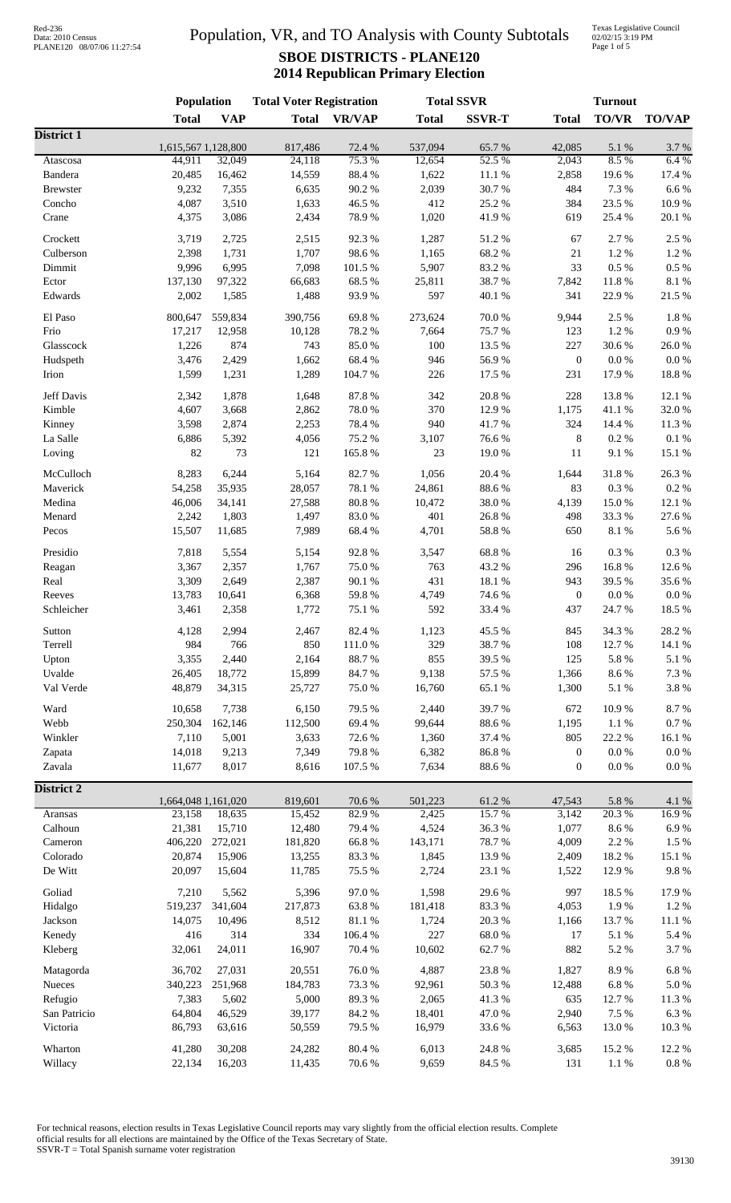# Population, VR, and TO Analysis with County Subtotals

## SBOE DISTRICTS - PLANE120

## 2014 Republican Primary Election

| | Population | | Total Voter Registration | | Total SSVR | | Turnout | | |
|---|---|---|---|---|---|---|---|---|---|
| | Total | VAP | Total | VR/VAP | Total | SSVR-T | Total | TO/VR | TO/VAP |
| **District 1** | | | | | | | | | |
| | 1,615,567 | 1,128,800 | 817,486 | 72.4 % | 537,094 | 65.7 % | 42,085 | 5.1 % | 3.7 % |
| Atascosa | 44,911 | 32,049 | 24,118 | 75.3 % | 12,654 | 52.5 % | 2,043 | 8.5 % | 6.4 % |
| Bandera | 20,485 | 16,462 | 14,559 | 88.4 % | 1,622 | 11.1 % | 2,858 | 19.6 % | 17.4 % |
| Brewster | 9,232 | 7,355 | 6,635 | 90.2 % | 2,039 | 30.7 % | 484 | 7.3 % | 6.6 % |
| Concho | 4,087 | 3,510 | 1,633 | 46.5 % | 412 | 25.2 % | 384 | 23.5 % | 10.9 % |
| Crane | 4,375 | 3,086 | 2,434 | 78.9 % | 1,020 | 41.9 % | 619 | 25.4 % | 20.1 % |
| Crockett | 3,719 | 2,725 | 2,515 | 92.3 % | 1,287 | 51.2 % | 67 | 2.7 % | 2.5 % |
| Culberson | 2,398 | 1,731 | 1,707 | 98.6 % | 1,165 | 68.2 % | 21 | 1.2 % | 1.2 % |
| Dimmit | 9,996 | 6,995 | 7,098 | 101.5 % | 5,907 | 83.2 % | 33 | 0.5 % | 0.5 % |
| Ector | 137,130 | 97,322 | 66,683 | 68.5 % | 25,811 | 38.7 % | 7,842 | 11.8 % | 8.1 % |
| Edwards | 2,002 | 1,585 | 1,488 | 93.9 % | 597 | 40.1 % | 341 | 22.9 % | 21.5 % |
| El Paso | 800,647 | 559,834 | 390,756 | 69.8 % | 273,624 | 70.0 % | 9,944 | 2.5 % | 1.8 % |
| Frio | 17,217 | 12,958 | 10,128 | 78.2 % | 7,664 | 75.7 % | 123 | 1.2 % | 0.9 % |
| Glasscock | 1,226 | 874 | 743 | 85.0 % | 100 | 13.5 % | 227 | 30.6 % | 26.0 % |
| Hudspeth | 3,476 | 2,429 | 1,662 | 68.4 % | 946 | 56.9 % | 0 | 0.0 % | 0.0 % |
| Irion | 1,599 | 1,231 | 1,289 | 104.7 % | 226 | 17.5 % | 231 | 17.9 % | 18.8 % |
| Jeff Davis | 2,342 | 1,878 | 1,648 | 87.8 % | 342 | 20.8 % | 228 | 13.8 % | 12.1 % |
| Kimble | 4,607 | 3,668 | 2,862 | 78.0 % | 370 | 12.9 % | 1,175 | 41.1 % | 32.0 % |
| Kinney | 3,598 | 2,874 | 2,253 | 78.4 % | 940 | 41.7 % | 324 | 14.4 % | 11.3 % |
| La Salle | 6,886 | 5,392 | 4,056 | 75.2 % | 3,107 | 76.6 % | 8 | 0.2 % | 0.1 % |
| Loving | 82 | 73 | 121 | 165.8 % | 23 | 19.0 % | 11 | 9.1 % | 15.1 % |
| McCulloch | 8,283 | 6,244 | 5,164 | 82.7 % | 1,056 | 20.4 % | 1,644 | 31.8 % | 26.3 % |
| Maverick | 54,258 | 35,935 | 28,057 | 78.1 % | 24,861 | 88.6 % | 83 | 0.3 % | 0.2 % |
| Medina | 46,006 | 34,141 | 27,588 | 80.8 % | 10,472 | 38.0 % | 4,139 | 15.0 % | 12.1 % |
| Menard | 2,242 | 1,803 | 1,497 | 83.0 % | 401 | 26.8 % | 498 | 33.3 % | 27.6 % |
| Pecos | 15,507 | 11,685 | 7,989 | 68.4 % | 4,701 | 58.8 % | 650 | 8.1 % | 5.6 % |
| Presidio | 7,818 | 5,554 | 5,154 | 92.8 % | 3,547 | 68.8 % | 16 | 0.3 % | 0.3 % |
| Reagan | 3,367 | 2,357 | 1,767 | 75.0 % | 763 | 43.2 % | 296 | 16.8 % | 12.6 % |
| Real | 3,309 | 2,649 | 2,387 | 90.1 % | 431 | 18.1 % | 943 | 39.5 % | 35.6 % |
| Reeves | 13,783 | 10,641 | 6,368 | 59.8 % | 4,749 | 74.6 % | 0 | 0.0 % | 0.0 % |
| Schleicher | 3,461 | 2,358 | 1,772 | 75.1 % | 592 | 33.4 % | 437 | 24.7 % | 18.5 % |
| Sutton | 4,128 | 2,994 | 2,467 | 82.4 % | 1,123 | 45.5 % | 845 | 34.3 % | 28.2 % |
| Terrell | 984 | 766 | 850 | 111.0 % | 329 | 38.7 % | 108 | 12.7 % | 14.1 % |
| Upton | 3,355 | 2,440 | 2,164 | 88.7 % | 855 | 39.5 % | 125 | 5.8 % | 5.1 % |
| Uvalde | 26,405 | 18,772 | 15,899 | 84.7 % | 9,138 | 57.5 % | 1,366 | 8.6 % | 7.3 % |
| Val Verde | 48,879 | 34,315 | 25,727 | 75.0 % | 16,760 | 65.1 % | 1,300 | 5.1 % | 3.8 % |
| Ward | 10,658 | 7,738 | 6,150 | 79.5 % | 2,440 | 39.7 % | 672 | 10.9 % | 8.7 % |
| Webb | 250,304 | 162,146 | 112,500 | 69.4 % | 99,644 | 88.6 % | 1,195 | 1.1 % | 0.7 % |
| Winkler | 7,110 | 5,001 | 3,633 | 72.6 % | 1,360 | 37.4 % | 805 | 22.2 % | 16.1 % |
| Zapata | 14,018 | 9,213 | 7,349 | 79.8 % | 6,382 | 86.8 % | 0 | 0.0 % | 0.0 % |
| Zavala | 11,677 | 8,017 | 8,616 | 107.5 % | 7,634 | 88.6 % | 0 | 0.0 % | 0.0 % |
| **District 2** | | | | | | | | | |
| | 1,664,048 | 1,161,020 | 819,601 | 70.6 % | 501,223 | 61.2 % | 47,543 | 5.8 % | 4.1 % |
| Aransas | 23,158 | 18,635 | 15,452 | 82.9 % | 2,425 | 15.7 % | 3,142 | 20.3 % | 16.9 % |
| Calhoun | 21,381 | 15,710 | 12,480 | 79.4 % | 4,524 | 36.3 % | 1,077 | 8.6 % | 6.9 % |
| Cameron | 406,220 | 272,021 | 181,820 | 66.8 % | 143,171 | 78.7 % | 4,009 | 2.2 % | 1.5 % |
| Colorado | 20,874 | 15,906 | 13,255 | 83.3 % | 1,845 | 13.9 % | 2,409 | 18.2 % | 15.1 % |
| De Witt | 20,097 | 15,604 | 11,785 | 75.5 % | 2,724 | 23.1 % | 1,522 | 12.9 % | 9.8 % |
| Goliad | 7,210 | 5,562 | 5,396 | 97.0 % | 1,598 | 29.6 % | 997 | 18.5 % | 17.9 % |
| Hidalgo | 519,237 | 341,604 | 217,873 | 63.8 % | 181,418 | 83.3 % | 4,053 | 1.9 % | 1.2 % |
| Jackson | 14,075 | 10,496 | 8,512 | 81.1 % | 1,724 | 20.3 % | 1,166 | 13.7 % | 11.1 % |
| Kenedy | 416 | 314 | 334 | 106.4 % | 227 | 68.0 % | 17 | 5.1 % | 5.4 % |
| Kleberg | 32,061 | 24,011 | 16,907 | 70.4 % | 10,602 | 62.7 % | 882 | 5.2 % | 3.7 % |
| Matagorda | 36,702 | 27,031 | 20,551 | 76.0 % | 4,887 | 23.8 % | 1,827 | 8.9 % | 6.8 % |
| Nueces | 340,223 | 251,968 | 184,783 | 73.3 % | 92,961 | 50.3 % | 12,488 | 6.8 % | 5.0 % |
| Refugio | 7,383 | 5,602 | 5,000 | 89.3 % | 2,065 | 41.3 % | 635 | 12.7 % | 11.3 % |
| San Patricio | 64,804 | 46,529 | 39,177 | 84.2 % | 18,401 | 47.0 % | 2,940 | 7.5 % | 6.3 % |
| Victoria | 86,793 | 63,616 | 50,559 | 79.5 % | 16,979 | 33.6 % | 6,563 | 13.0 % | 10.3 % |
| Wharton | 41,280 | 30,208 | 24,282 | 80.4 % | 6,013 | 24.8 % | 3,685 | 15.2 % | 12.2 % |
| Willacy | 22,134 | 16,203 | 11,435 | 70.6 % | 9,659 | 84.5 % | 131 | 1.1 % | 0.8 % |

For technical reasons, election results in Texas Legislative Council reports may vary slightly from the official election results. Complete official results for all elections are maintained by the Office of the Texas Secretary of State.

SSVR-T = Total Spanish surname voter registration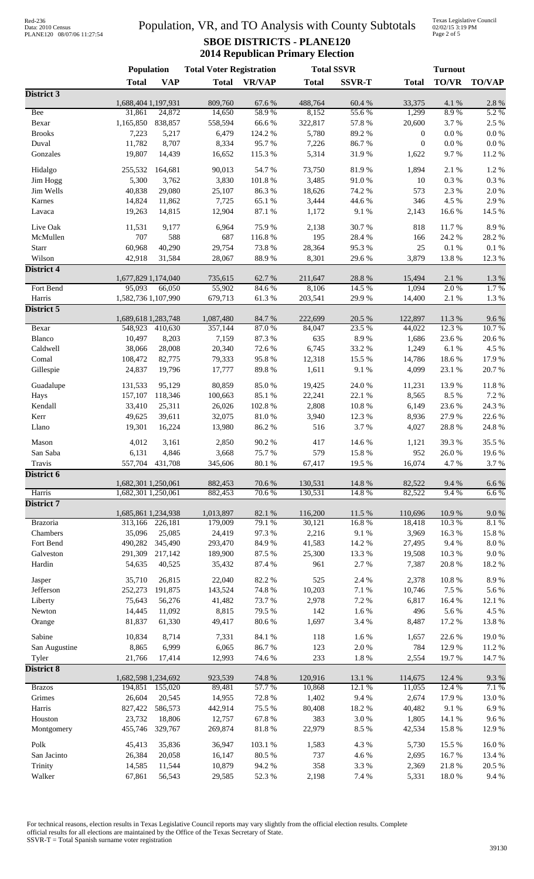# Population, VR, and TO Analysis with County Subtotals

## SBOE DISTRICTS - PLANE120

### 2014 Republican Primary Election

| | Population | | Total Voter Registration | | Total SSVR | | Turnout | | |
|---|---|---|---|---|---|---|---|---|---|
| | **Total** | **VAP** | **Total** | **VR/VAP** | **Total** | **SSVR-T** | **Total** | **TO/VR** | **TO/VAP** |
| **District 3** | | | | | | | | | |
| | 1,688,404 | 1,197,931 | 809,760 | 67.6 % | 488,764 | 60.4 % | 33,375 | 4.1 % | 2.8 % |
| Bee | 31,861 | 24,872 | 14,650 | 58.9 % | 8,152 | 55.6 % | 1,299 | 8.9 % | 5.2 % |
| Bexar | 1,165,850 | 838,857 | 558,594 | 66.6 % | 322,817 | 57.8 % | 20,600 | 3.7 % | 2.5 % |
| Brooks | 7,223 | 5,217 | 6,479 | 124.2 % | 5,780 | 89.2 % | 0 | 0.0 % | 0.0 % |
| Duval | 11,782 | 8,707 | 8,334 | 95.7 % | 7,226 | 86.7 % | 0 | 0.0 % | 0.0 % |
| Gonzales | 19,807 | 14,439 | 16,652 | 115.3 % | 5,314 | 31.9 % | 1,622 | 9.7 % | 11.2 % |
| Hidalgo | 255,532 | 164,681 | 90,013 | 54.7 % | 73,750 | 81.9 % | 1,894 | 2.1 % | 1.2 % |
| Jim Hogg | 5,300 | 3,762 | 3,830 | 101.8 % | 3,485 | 91.0 % | 10 | 0.3 % | 0.3 % |
| Jim Wells | 40,838 | 29,080 | 25,107 | 86.3 % | 18,626 | 74.2 % | 573 | 2.3 % | 2.0 % |
| Karnes | 14,824 | 11,862 | 7,725 | 65.1 % | 3,444 | 44.6 % | 346 | 4.5 % | 2.9 % |
| Lavaca | 19,263 | 14,815 | 12,904 | 87.1 % | 1,172 | 9.1 % | 2,143 | 16.6 % | 14.5 % |
| Live Oak | 11,531 | 9,177 | 6,964 | 75.9 % | 2,138 | 30.7 % | 818 | 11.7 % | 8.9 % |
| McMullen | 707 | 588 | 687 | 116.8 % | 195 | 28.4 % | 166 | 24.2 % | 28.2 % |
| Starr | 60,968 | 40,290 | 29,754 | 73.8 % | 28,364 | 95.3 % | 25 | 0.1 % | 0.1 % |
| Wilson | 42,918 | 31,584 | 28,067 | 88.9 % | 8,301 | 29.6 % | 3,879 | 13.8 % | 12.3 % |
| **District 4** | | | | | | | | | |
| | 1,677,829 | 1,174,040 | 735,615 | 62.7 % | 211,647 | 28.8 % | 15,494 | 2.1 % | 1.3 % |
| Fort Bend | 95,093 | 66,050 | 55,902 | 84.6 % | 8,106 | 14.5 % | 1,094 | 2.0 % | 1.7 % |
| Harris | 1,582,736 | 1,107,990 | 679,713 | 61.3 % | 203,541 | 29.9 % | 14,400 | 2.1 % | 1.3 % |
| **District 5** | | | | | | | | | |
| | 1,689,618 | 1,283,748 | 1,087,480 | 84.7 % | 222,699 | 20.5 % | 122,897 | 11.3 % | 9.6 % |
| Bexar | 548,923 | 410,630 | 357,144 | 87.0 % | 84,047 | 23.5 % | 44,022 | 12.3 % | 10.7 % |
| Blanco | 10,497 | 8,203 | 7,159 | 87.3 % | 635 | 8.9 % | 1,686 | 23.6 % | 20.6 % |
| Caldwell | 38,066 | 28,008 | 20,340 | 72.6 % | 6,745 | 33.2 % | 1,249 | 6.1 % | 4.5 % |
| Comal | 108,472 | 82,775 | 79,333 | 95.8 % | 12,318 | 15.5 % | 14,786 | 18.6 % | 17.9 % |
| Gillespie | 24,837 | 19,796 | 17,777 | 89.8 % | 1,611 | 9.1 % | 4,099 | 23.1 % | 20.7 % |
| Guadalupe | 131,533 | 95,129 | 80,859 | 85.0 % | 19,425 | 24.0 % | 11,231 | 13.9 % | 11.8 % |
| Hays | 157,107 | 118,346 | 100,663 | 85.1 % | 22,241 | 22.1 % | 8,565 | 8.5 % | 7.2 % |
| Kendall | 33,410 | 25,311 | 26,026 | 102.8 % | 2,808 | 10.8 % | 6,149 | 23.6 % | 24.3 % |
| Kerr | 49,625 | 39,611 | 32,075 | 81.0 % | 3,940 | 12.3 % | 8,936 | 27.9 % | 22.6 % |
| Llano | 19,301 | 16,224 | 13,980 | 86.2 % | 516 | 3.7 % | 4,027 | 28.8 % | 24.8 % |
| Mason | 4,012 | 3,161 | 2,850 | 90.2 % | 417 | 14.6 % | 1,121 | 39.3 % | 35.5 % |
| San Saba | 6,131 | 4,846 | 3,668 | 75.7 % | 579 | 15.8 % | 952 | 26.0 % | 19.6 % |
| Travis | 557,704 | 431,708 | 345,606 | 80.1 % | 67,417 | 19.5 % | 16,074 | 4.7 % | 3.7 % |
| **District 6** | | | | | | | | | |
| | 1,682,301 | 1,250,061 | 882,453 | 70.6 % | 130,531 | 14.8 % | 82,522 | 9.4 % | 6.6 % |
| Harris | 1,682,301 | 1,250,061 | 882,453 | 70.6 % | 130,531 | 14.8 % | 82,522 | 9.4 % | 6.6 % |
| **District 7** | | | | | | | | | |
| | 1,685,861 | 1,234,938 | 1,013,897 | 82.1 % | 116,200 | 11.5 % | 110,696 | 10.9 % | 9.0 % |
| Brazoria | 313,166 | 226,181 | 179,009 | 79.1 % | 30,121 | 16.8 % | 18,418 | 10.3 % | 8.1 % |
| Chambers | 35,096 | 25,085 | 24,419 | 97.3 % | 2,216 | 9.1 % | 3,969 | 16.3 % | 15.8 % |
| Fort Bend | 490,282 | 345,490 | 293,470 | 84.9 % | 41,583 | 14.2 % | 27,495 | 9.4 % | 8.0 % |
| Galveston | 291,309 | 217,142 | 189,900 | 87.5 % | 25,300 | 13.3 % | 19,508 | 10.3 % | 9.0 % |
| Hardin | 54,635 | 40,525 | 35,432 | 87.4 % | 961 | 2.7 % | 7,387 | 20.8 % | 18.2 % |
| Jasper | 35,710 | 26,815 | 22,040 | 82.2 % | 525 | 2.4 % | 2,378 | 10.8 % | 8.9 % |
| Jefferson | 252,273 | 191,875 | 143,524 | 74.8 % | 10,203 | 7.1 % | 10,746 | 7.5 % | 5.6 % |
| Liberty | 75,643 | 56,276 | 41,482 | 73.7 % | 2,978 | 7.2 % | 6,817 | 16.4 % | 12.1 % |
| Newton | 14,445 | 11,092 | 8,815 | 79.5 % | 142 | 1.6 % | 496 | 5.6 % | 4.5 % |
| Orange | 81,837 | 61,330 | 49,417 | 80.6 % | 1,697 | 3.4 % | 8,487 | 17.2 % | 13.8 % |
| Sabine | 10,834 | 8,714 | 7,331 | 84.1 % | 118 | 1.6 % | 1,657 | 22.6 % | 19.0 % |
| San Augustine | 8,865 | 6,999 | 6,065 | 86.7 % | 123 | 2.0 % | 784 | 12.9 % | 11.2 % |
| Tyler | 21,766 | 17,414 | 12,993 | 74.6 % | 233 | 1.8 % | 2,554 | 19.7 % | 14.7 % |
| **District 8** | | | | | | | | | |
| | 1,682,598 | 1,234,692 | 923,539 | 74.8 % | 120,916 | 13.1 % | 114,675 | 12.4 % | 9.3 % |
| Brazos | 194,851 | 155,020 | 89,481 | 57.7 % | 10,868 | 12.1 % | 11,055 | 12.4 % | 7.1 % |
| Grimes | 26,604 | 20,545 | 14,955 | 72.8 % | 1,402 | 9.4 % | 2,674 | 17.9 % | 13.0 % |
| Harris | 827,422 | 586,573 | 442,914 | 75.5 % | 80,408 | 18.2 % | 40,482 | 9.1 % | 6.9 % |
| Houston | 23,732 | 18,806 | 12,757 | 67.8 % | 383 | 3.0 % | 1,805 | 14.1 % | 9.6 % |
| Montgomery | 455,746 | 329,767 | 269,874 | 81.8 % | 22,979 | 8.5 % | 42,534 | 15.8 % | 12.9 % |
| Polk | 45,413 | 35,836 | 36,947 | 103.1 % | 1,583 | 4.3 % | 5,730 | 15.5 % | 16.0 % |
| San Jacinto | 26,384 | 20,058 | 16,147 | 80.5 % | 737 | 4.6 % | 2,695 | 16.7 % | 13.4 % |
| Trinity | 14,585 | 11,544 | 10,879 | 94.2 % | 358 | 3.3 % | 2,369 | 21.8 % | 20.5 % |
| Walker | 67,861 | 56,543 | 29,585 | 52.3 % | 2,198 | 7.4 % | 5,331 | 18.0 % | 9.4 % |

For technical reasons, election results in Texas Legislative Council reports may vary slightly from the official election results. Complete official results for all elections are maintained by the Office of the Texas Secretary of State.
SSVR-T = Total Spanish surname voter registration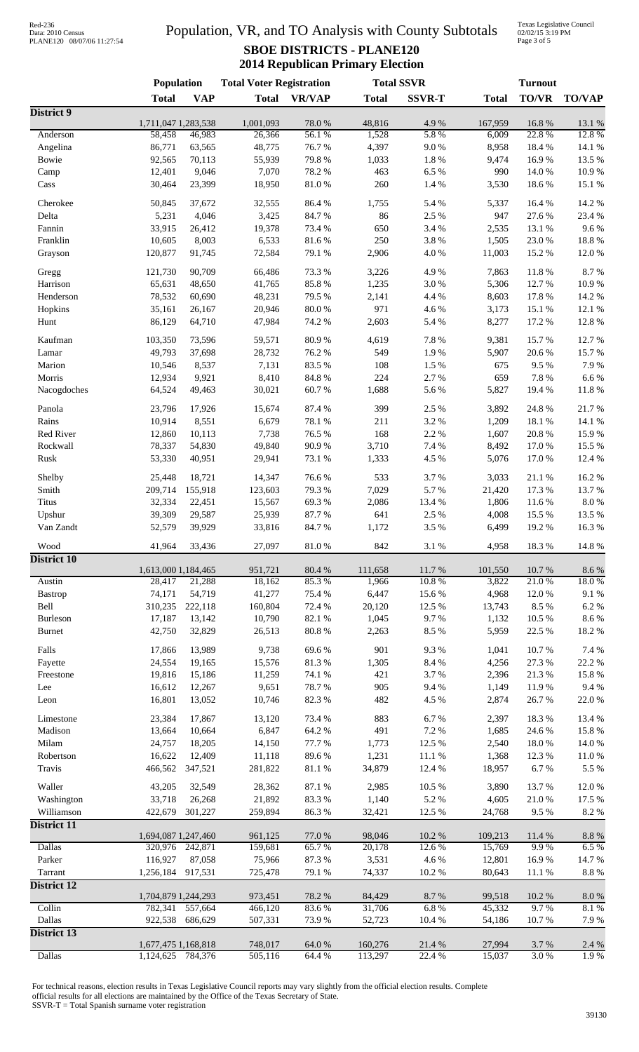# Population, VR, and TO Analysis with County Subtotals

## SBOE DISTRICTS - PLANE120
## 2014 Republican Primary Election

Red-236
Data: 2010 Census
PLANE120 08/07/06 11:27:54

Texas Legislative Council
02/02/15 3:19 PM

| | Population | | Total Voter Registration | | Total SSVR | | Turnout | | |
|---|---|---|---|---|---|---|---|---|---|
| | Total | VAP | Total | VR/VAP | Total | SSVR-T | Total | TO/VR | TO/VAP |
| **District 9** | | | | | | | | | |
| | 1,711,047 | 1,283,538 | 1,001,093 | 78.0 % | 48,816 | 4.9 % | 167,959 | 16.8 % | 13.1 % |
| Anderson | 58,458 | 46,983 | 26,366 | 56.1 % | 1,528 | 5.8 % | 6,009 | 22.8 % | 12.8 % |
| Angelina | 86,771 | 63,565 | 48,775 | 76.7 % | 4,397 | 9.0 % | 8,958 | 18.4 % | 14.1 % |
| Bowie | 92,565 | 70,113 | 55,939 | 79.8 % | 1,033 | 1.8 % | 9,474 | 16.9 % | 13.5 % |
| Camp | 12,401 | 9,046 | 7,070 | 78.2 % | 463 | 6.5 % | 990 | 14.0 % | 10.9 % |
| Cass | 30,464 | 23,399 | 18,950 | 81.0 % | 260 | 1.4 % | 3,530 | 18.6 % | 15.1 % |
| Cherokee | 50,845 | 37,672 | 32,555 | 86.4 % | 1,755 | 5.4 % | 5,337 | 16.4 % | 14.2 % |
| Delta | 5,231 | 4,046 | 3,425 | 84.7 % | 86 | 2.5 % | 947 | 27.6 % | 23.4 % |
| Fannin | 33,915 | 26,412 | 19,378 | 73.4 % | 650 | 3.4 % | 2,535 | 13.1 % | 9.6 % |
| Franklin | 10,605 | 8,003 | 6,533 | 81.6 % | 250 | 3.8 % | 1,505 | 23.0 % | 18.8 % |
| Grayson | 120,877 | 91,745 | 72,584 | 79.1 % | 2,906 | 4.0 % | 11,003 | 15.2 % | 12.0 % |
| Gregg | 121,730 | 90,709 | 66,486 | 73.3 % | 3,226 | 4.9 % | 7,863 | 11.8 % | 8.7 % |
| Harrison | 65,631 | 48,650 | 41,765 | 85.8 % | 1,235 | 3.0 % | 5,306 | 12.7 % | 10.9 % |
| Henderson | 78,532 | 60,690 | 48,231 | 79.5 % | 2,141 | 4.4 % | 8,603 | 17.8 % | 14.2 % |
| Hopkins | 35,161 | 26,167 | 20,946 | 80.0 % | 971 | 4.6 % | 3,173 | 15.1 % | 12.1 % |
| Hunt | 86,129 | 64,710 | 47,984 | 74.2 % | 2,603 | 5.4 % | 8,277 | 17.2 % | 12.8 % |
| Kaufman | 103,350 | 73,596 | 59,571 | 80.9 % | 4,619 | 7.8 % | 9,381 | 15.7 % | 12.7 % |
| Lamar | 49,793 | 37,698 | 28,732 | 76.2 % | 549 | 1.9 % | 5,907 | 20.6 % | 15.7 % |
| Marion | 10,546 | 8,537 | 7,131 | 83.5 % | 108 | 1.5 % | 675 | 9.5 % | 7.9 % |
| Morris | 12,934 | 9,921 | 8,410 | 84.8 % | 224 | 2.7 % | 659 | 7.8 % | 6.6 % |
| Nacogdoches | 64,524 | 49,463 | 30,021 | 60.7 % | 1,688 | 5.6 % | 5,827 | 19.4 % | 11.8 % |
| Panola | 23,796 | 17,926 | 15,674 | 87.4 % | 399 | 2.5 % | 3,892 | 24.8 % | 21.7 % |
| Rains | 10,914 | 8,551 | 6,679 | 78.1 % | 211 | 3.2 % | 1,209 | 18.1 % | 14.1 % |
| Red River | 12,860 | 10,113 | 7,738 | 76.5 % | 168 | 2.2 % | 1,607 | 20.8 % | 15.9 % |
| Rockwall | 78,337 | 54,830 | 49,840 | 90.9 % | 3,710 | 7.4 % | 8,492 | 17.0 % | 15.5 % |
| Rusk | 53,330 | 40,951 | 29,941 | 73.1 % | 1,333 | 4.5 % | 5,076 | 17.0 % | 12.4 % |
| Shelby | 25,448 | 18,721 | 14,347 | 76.6 % | 533 | 3.7 % | 3,033 | 21.1 % | 16.2 % |
| Smith | 209,714 | 155,918 | 123,603 | 79.3 % | 7,029 | 5.7 % | 21,420 | 17.3 % | 13.7 % |
| Titus | 32,334 | 22,451 | 15,567 | 69.3 % | 2,086 | 13.4 % | 1,806 | 11.6 % | 8.0 % |
| Upshur | 39,309 | 29,587 | 25,939 | 87.7 % | 641 | 2.5 % | 4,008 | 15.5 % | 13.5 % |
| Van Zandt | 52,579 | 39,929 | 33,816 | 84.7 % | 1,172 | 3.5 % | 6,499 | 19.2 % | 16.3 % |
| Wood | 41,964 | 33,436 | 27,097 | 81.0 % | 842 | 3.1 % | 4,958 | 18.3 % | 14.8 % |
| **District 10** | | | | | | | | | |
| | 1,613,000 | 1,184,465 | 951,721 | 80.4 % | 111,658 | 11.7 % | 101,550 | 10.7 % | 8.6 % |
| Austin | 28,417 | 21,288 | 18,162 | 85.3 % | 1,966 | 10.8 % | 3,822 | 21.0 % | 18.0 % |
| Bastrop | 74,171 | 54,719 | 41,277 | 75.4 % | 6,447 | 15.6 % | 4,968 | 12.0 % | 9.1 % |
| Bell | 310,235 | 222,118 | 160,804 | 72.4 % | 20,120 | 12.5 % | 13,743 | 8.5 % | 6.2 % |
| Burleson | 17,187 | 13,142 | 10,790 | 82.1 % | 1,045 | 9.7 % | 1,132 | 10.5 % | 8.6 % |
| Burnet | 42,750 | 32,829 | 26,513 | 80.8 % | 2,263 | 8.5 % | 5,959 | 22.5 % | 18.2 % |
| Falls | 17,866 | 13,989 | 9,738 | 69.6 % | 901 | 9.3 % | 1,041 | 10.7 % | 7.4 % |
| Fayette | 24,554 | 19,165 | 15,576 | 81.3 % | 1,305 | 8.4 % | 4,256 | 27.3 % | 22.2 % |
| Freestone | 19,816 | 15,186 | 11,259 | 74.1 % | 421 | 3.7 % | 2,396 | 21.3 % | 15.8 % |
| Lee | 16,612 | 12,267 | 9,651 | 78.7 % | 905 | 9.4 % | 1,149 | 11.9 % | 9.4 % |
| Leon | 16,801 | 13,052 | 10,746 | 82.3 % | 482 | 4.5 % | 2,874 | 26.7 % | 22.0 % |
| Limestone | 23,384 | 17,867 | 13,120 | 73.4 % | 883 | 6.7 % | 2,397 | 18.3 % | 13.4 % |
| Madison | 13,664 | 10,664 | 6,847 | 64.2 % | 491 | 7.2 % | 1,685 | 24.6 % | 15.8 % |
| Milam | 24,757 | 18,205 | 14,150 | 77.7 % | 1,773 | 12.5 % | 2,540 | 18.0 % | 14.0 % |
| Robertson | 16,622 | 12,409 | 11,118 | 89.6 % | 1,231 | 11.1 % | 1,368 | 12.3 % | 11.0 % |
| Travis | 466,562 | 347,521 | 281,822 | 81.1 % | 34,879 | 12.4 % | 18,957 | 6.7 % | 5.5 % |
| Waller | 43,205 | 32,549 | 28,362 | 87.1 % | 2,985 | 10.5 % | 3,890 | 13.7 % | 12.0 % |
| Washington | 33,718 | 26,268 | 21,892 | 83.3 % | 1,140 | 5.2 % | 4,605 | 21.0 % | 17.5 % |
| Williamson | 422,679 | 301,227 | 259,894 | 86.3 % | 32,421 | 12.5 % | 24,768 | 9.5 % | 8.2 % |
| **District 11** | | | | | | | | | |
| | 1,694,087 | 1,247,460 | 961,125 | 77.0 % | 98,046 | 10.2 % | 109,213 | 11.4 % | 8.8 % |
| Dallas | 320,976 | 242,871 | 159,681 | 65.7 % | 20,178 | 12.6 % | 15,769 | 9.9 % | 6.5 % |
| Parker | 116,927 | 87,058 | 75,966 | 87.3 % | 3,531 | 4.6 % | 12,801 | 16.9 % | 14.7 % |
| Tarrant | 1,256,184 | 917,531 | 725,478 | 79.1 % | 74,337 | 10.2 % | 80,643 | 11.1 % | 8.8 % |
| **District 12** | | | | | | | | | |
| | 1,704,879 | 1,244,293 | 973,451 | 78.2 % | 84,429 | 8.7 % | 99,518 | 10.2 % | 8.0 % |
| Collin | 782,341 | 557,664 | 466,120 | 83.6 % | 31,706 | 6.8 % | 45,332 | 9.7 % | 8.1 % |
| Dallas | 922,538 | 686,629 | 507,331 | 73.9 % | 52,723 | 10.4 % | 54,186 | 10.7 % | 7.9 % |
| **District 13** | | | | | | | | | |
| | 1,677,475 | 1,168,818 | 748,017 | 64.0 % | 160,276 | 21.4 % | 27,994 | 3.7 % | 2.4 % |
| Dallas | 1,124,625 | 784,376 | 505,116 | 64.4 % | 113,297 | 22.4 % | 15,037 | 3.0 % | 1.9 % |

For technical reasons, election results in Texas Legislative Council reports may vary slightly from the official election results. Complete official results for all elections are maintained by the Office of the Texas Secretary of State.
SSVR-T = Total Spanish surname voter registration

39130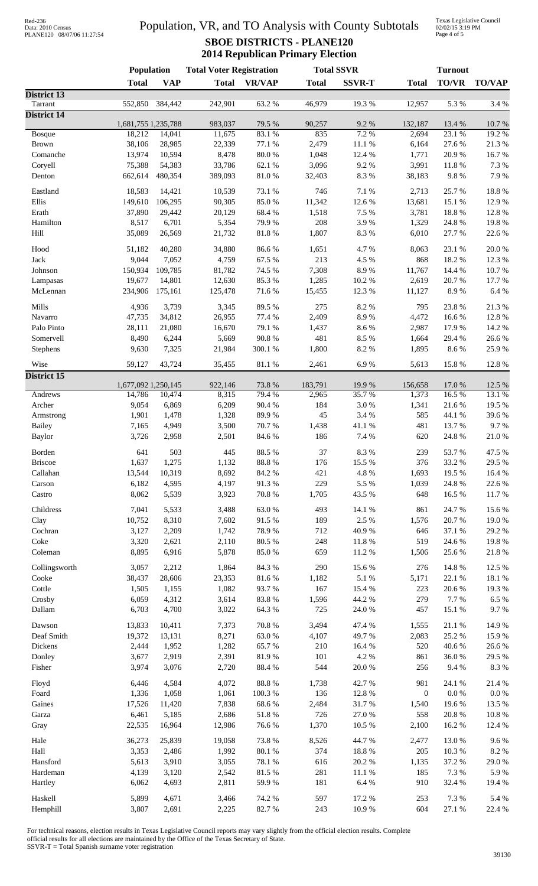# Population, VR, and TO Analysis with County Subtotals

## SBOE DISTRICTS - PLANE120

## 2014 Republican Primary Election

Red-236
Data: 2010 Census
PLANE120 08/07/06 11:27:54

Texas Legislative Council
02/02/15 3:19 PM

| | Population | | Total Voter Registration | | Total SSVR | | Turnout | | |
|---|---|---|---|---|---|---|---|---|---|
| | Total | VAP | Total | VR/VAP | Total | SSVR-T | Total | TO/VR | TO/VAP |
| **District 13** | | | | | | | | | |
| Tarrant | 552,850 | 384,442 | 242,901 | 63.2 % | 46,979 | 19.3 % | 12,957 | 5.3 % | 3.4 % |
| **District 14** | | | | | | | | | |
| | 1,681,755 | 1,235,788 | 983,037 | 79.5 % | 90,257 | 9.2 % | 132,187 | 13.4 % | 10.7 % |
| Bosque | 18,212 | 14,041 | 11,675 | 83.1 % | 835 | 7.2 % | 2,694 | 23.1 % | 19.2 % |
| Brown | 38,106 | 28,985 | 22,339 | 77.1 % | 2,479 | 11.1 % | 6,164 | 27.6 % | 21.3 % |
| Comanche | 13,974 | 10,594 | 8,478 | 80.0 % | 1,048 | 12.4 % | 1,771 | 20.9 % | 16.7 % |
| Coryell | 75,388 | 54,383 | 33,786 | 62.1 % | 3,096 | 9.2 % | 3,991 | 11.8 % | 7.3 % |
| Denton | 662,614 | 480,354 | 389,093 | 81.0 % | 32,403 | 8.3 % | 38,183 | 9.8 % | 7.9 % |
| Eastland | 18,583 | 14,421 | 10,539 | 73.1 % | 746 | 7.1 % | 2,713 | 25.7 % | 18.8 % |
| Ellis | 149,610 | 106,295 | 90,305 | 85.0 % | 11,342 | 12.6 % | 13,681 | 15.1 % | 12.9 % |
| Erath | 37,890 | 29,442 | 20,129 | 68.4 % | 1,518 | 7.5 % | 3,781 | 18.8 % | 12.8 % |
| Hamilton | 8,517 | 6,701 | 5,354 | 79.9 % | 208 | 3.9 % | 1,329 | 24.8 % | 19.8 % |
| Hill | 35,089 | 26,569 | 21,732 | 81.8 % | 1,807 | 8.3 % | 6,010 | 27.7 % | 22.6 % |
| Hood | 51,182 | 40,280 | 34,880 | 86.6 % | 1,651 | 4.7 % | 8,063 | 23.1 % | 20.0 % |
| Jack | 9,044 | 7,052 | 4,759 | 67.5 % | 213 | 4.5 % | 868 | 18.2 % | 12.3 % |
| Johnson | 150,934 | 109,785 | 81,782 | 74.5 % | 7,308 | 8.9 % | 11,767 | 14.4 % | 10.7 % |
| Lampasas | 19,677 | 14,801 | 12,630 | 85.3 % | 1,285 | 10.2 % | 2,619 | 20.7 % | 17.7 % |
| McLennan | 234,906 | 175,161 | 125,478 | 71.6 % | 15,455 | 12.3 % | 11,127 | 8.9 % | 6.4 % |
| Mills | 4,936 | 3,739 | 3,345 | 89.5 % | 275 | 8.2 % | 795 | 23.8 % | 21.3 % |
| Navarro | 47,735 | 34,812 | 26,955 | 77.4 % | 2,409 | 8.9 % | 4,472 | 16.6 % | 12.8 % |
| Palo Pinto | 28,111 | 21,080 | 16,670 | 79.1 % | 1,437 | 8.6 % | 2,987 | 17.9 % | 14.2 % |
| Somervell | 8,490 | 6,244 | 5,669 | 90.8 % | 481 | 8.5 % | 1,664 | 29.4 % | 26.6 % |
| Stephens | 9,630 | 7,325 | 21,984 | 300.1 % | 1,800 | 8.2 % | 1,895 | 8.6 % | 25.9 % |
| Wise | 59,127 | 43,724 | 35,455 | 81.1 % | 2,461 | 6.9 % | 5,613 | 15.8 % | 12.8 % |
| **District 15** | | | | | | | | | |
| | 1,677,092 | 1,250,145 | 922,146 | 73.8 % | 183,791 | 19.9 % | 156,658 | 17.0 % | 12.5 % |
| Andrews | 14,786 | 10,474 | 8,315 | 79.4 % | 2,965 | 35.7 % | 1,373 | 16.5 % | 13.1 % |
| Archer | 9,054 | 6,869 | 6,209 | 90.4 % | 184 | 3.0 % | 1,341 | 21.6 % | 19.5 % |
| Armstrong | 1,901 | 1,478 | 1,328 | 89.9 % | 45 | 3.4 % | 585 | 44.1 % | 39.6 % |
| Bailey | 7,165 | 4,949 | 3,500 | 70.7 % | 1,438 | 41.1 % | 481 | 13.7 % | 9.7 % |
| Baylor | 3,726 | 2,958 | 2,501 | 84.6 % | 186 | 7.4 % | 620 | 24.8 % | 21.0 % |
| Borden | 641 | 503 | 445 | 88.5 % | 37 | 8.3 % | 239 | 53.7 % | 47.5 % |
| Briscoe | 1,637 | 1,275 | 1,132 | 88.8 % | 176 | 15.5 % | 376 | 33.2 % | 29.5 % |
| Callahan | 13,544 | 10,319 | 8,692 | 84.2 % | 421 | 4.8 % | 1,693 | 19.5 % | 16.4 % |
| Carson | 6,182 | 4,595 | 4,197 | 91.3 % | 229 | 5.5 % | 1,039 | 24.8 % | 22.6 % |
| Castro | 8,062 | 5,539 | 3,923 | 70.8 % | 1,705 | 43.5 % | 648 | 16.5 % | 11.7 % |
| Childress | 7,041 | 5,533 | 3,488 | 63.0 % | 493 | 14.1 % | 861 | 24.7 % | 15.6 % |
| Clay | 10,752 | 8,310 | 7,602 | 91.5 % | 189 | 2.5 % | 1,576 | 20.7 % | 19.0 % |
| Cochran | 3,127 | 2,209 | 1,742 | 78.9 % | 712 | 40.9 % | 646 | 37.1 % | 29.2 % |
| Coke | 3,320 | 2,621 | 2,110 | 80.5 % | 248 | 11.8 % | 519 | 24.6 % | 19.8 % |
| Coleman | 8,895 | 6,916 | 5,878 | 85.0 % | 659 | 11.2 % | 1,506 | 25.6 % | 21.8 % |
| Collingsworth | 3,057 | 2,212 | 1,864 | 84.3 % | 290 | 15.6 % | 276 | 14.8 % | 12.5 % |
| Cooke | 38,437 | 28,606 | 23,353 | 81.6 % | 1,182 | 5.1 % | 5,171 | 22.1 % | 18.1 % |
| Cottle | 1,505 | 1,155 | 1,082 | 93.7 % | 167 | 15.4 % | 223 | 20.6 % | 19.3 % |
| Crosby | 6,059 | 4,312 | 3,614 | 83.8 % | 1,596 | 44.2 % | 279 | 7.7 % | 6.5 % |
| Dallam | 6,703 | 4,700 | 3,022 | 64.3 % | 725 | 24.0 % | 457 | 15.1 % | 9.7 % |
| Dawson | 13,833 | 10,411 | 7,373 | 70.8 % | 3,494 | 47.4 % | 1,555 | 21.1 % | 14.9 % |
| Deaf Smith | 19,372 | 13,131 | 8,271 | 63.0 % | 4,107 | 49.7 % | 2,083 | 25.2 % | 15.9 % |
| Dickens | 2,444 | 1,952 | 1,282 | 65.7 % | 210 | 16.4 % | 520 | 40.6 % | 26.6 % |
| Donley | 3,677 | 2,919 | 2,391 | 81.9 % | 101 | 4.2 % | 861 | 36.0 % | 29.5 % |
| Fisher | 3,974 | 3,076 | 2,720 | 88.4 % | 544 | 20.0 % | 256 | 9.4 % | 8.3 % |
| Floyd | 6,446 | 4,584 | 4,072 | 88.8 % | 1,738 | 42.7 % | 981 | 24.1 % | 21.4 % |
| Foard | 1,336 | 1,058 | 1,061 | 100.3 % | 136 | 12.8 % | 0 | 0.0 % | 0.0 % |
| Gaines | 17,526 | 11,420 | 7,838 | 68.6 % | 2,484 | 31.7 % | 1,540 | 19.6 % | 13.5 % |
| Garza | 6,461 | 5,185 | 2,686 | 51.8 % | 726 | 27.0 % | 558 | 20.8 % | 10.8 % |
| Gray | 22,535 | 16,964 | 12,986 | 76.6 % | 1,370 | 10.5 % | 2,100 | 16.2 % | 12.4 % |
| Hale | 36,273 | 25,839 | 19,058 | 73.8 % | 8,526 | 44.7 % | 2,477 | 13.0 % | 9.6 % |
| Hall | 3,353 | 2,486 | 1,992 | 80.1 % | 374 | 18.8 % | 205 | 10.3 % | 8.2 % |
| Hansford | 5,613 | 3,910 | 3,055 | 78.1 % | 616 | 20.2 % | 1,135 | 37.2 % | 29.0 % |
| Hardeman | 4,139 | 3,120 | 2,542 | 81.5 % | 281 | 11.1 % | 185 | 7.3 % | 5.9 % |
| Hartley | 6,062 | 4,693 | 2,811 | 59.9 % | 181 | 6.4 % | 910 | 32.4 % | 19.4 % |
| Haskell | 5,899 | 4,671 | 3,466 | 74.2 % | 597 | 17.2 % | 253 | 7.3 % | 5.4 % |
| Hemphill | 3,807 | 2,691 | 2,225 | 82.7 % | 243 | 10.9 % | 604 | 27.1 % | 22.4 % |

For technical reasons, election results in Texas Legislative Council reports may vary slightly from the official election results. Complete official results for all elections are maintained by the Office of the Texas Secretary of State.
SSVR-T = Total Spanish surname voter registration

39130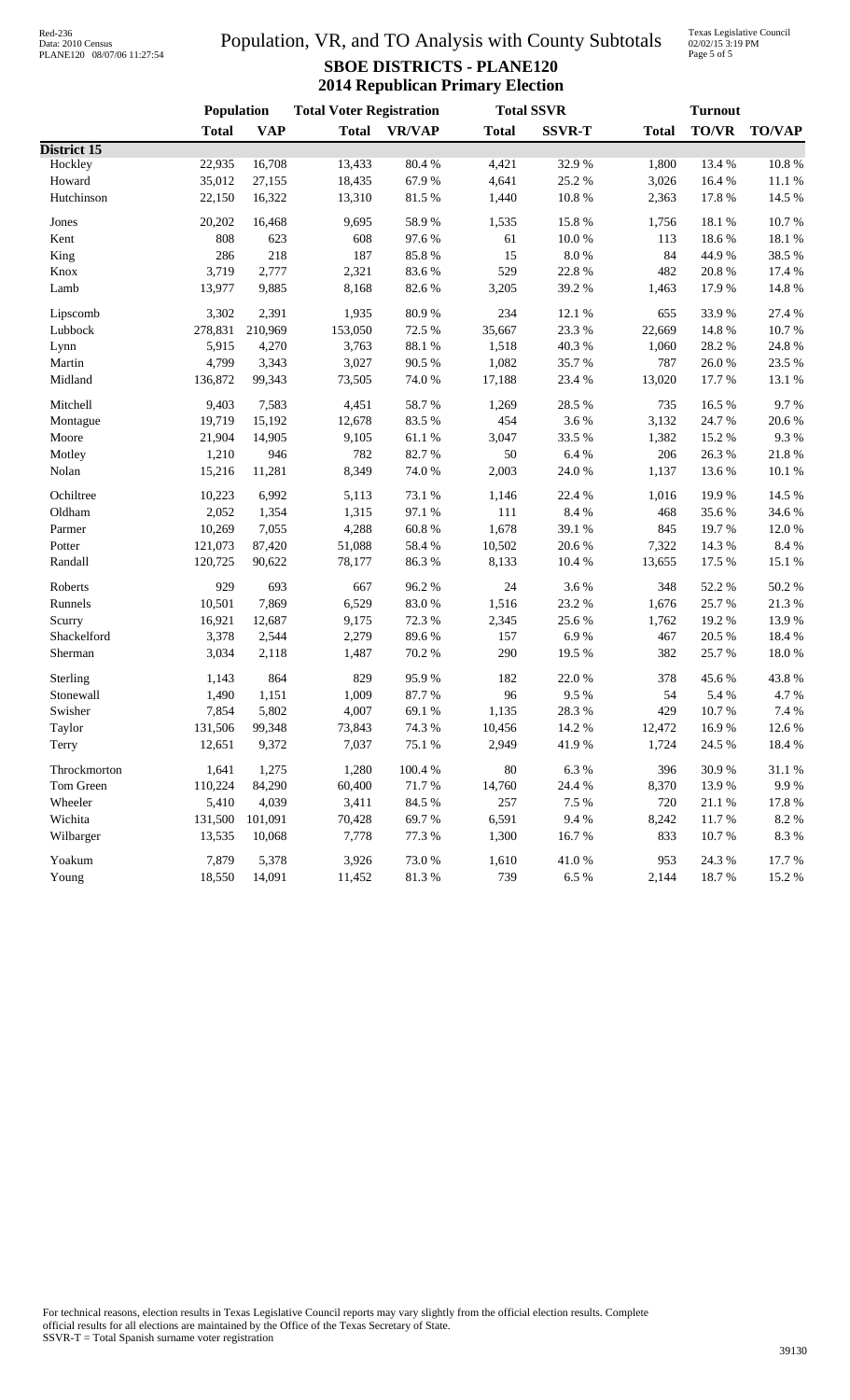# Population, VR, and TO Analysis with County Subtotals

## SBOE DISTRICTS - PLANE120

## 2014 Republican Primary Election

| | Population | | Total Voter Registration | | Total SSVR | | Turnout | | |
|---|---|---|---|---|---|---|---|---|---|
| | Total | VAP | Total | VR/VAP | Total | SSVR-T | Total | TO/VR | TO/VAP |
| **District 15** | | | | | | | | | |
| Hockley | 22,935 | 16,708 | 13,433 | 80.4 % | 4,421 | 32.9 % | 1,800 | 13.4 % | 10.8 % |
| Howard | 35,012 | 27,155 | 18,435 | 67.9 % | 4,641 | 25.2 % | 3,026 | 16.4 % | 11.1 % |
| Hutchinson | 22,150 | 16,322 | 13,310 | 81.5 % | 1,440 | 10.8 % | 2,363 | 17.8 % | 14.5 % |
| Jones | 20,202 | 16,468 | 9,695 | 58.9 % | 1,535 | 15.8 % | 1,756 | 18.1 % | 10.7 % |
| Kent | 808 | 623 | 608 | 97.6 % | 61 | 10.0 % | 113 | 18.6 % | 18.1 % |
| King | 286 | 218 | 187 | 85.8 % | 15 | 8.0 % | 84 | 44.9 % | 38.5 % |
| Knox | 3,719 | 2,777 | 2,321 | 83.6 % | 529 | 22.8 % | 482 | 20.8 % | 17.4 % |
| Lamb | 13,977 | 9,885 | 8,168 | 82.6 % | 3,205 | 39.2 % | 1,463 | 17.9 % | 14.8 % |
| Lipscomb | 3,302 | 2,391 | 1,935 | 80.9 % | 234 | 12.1 % | 655 | 33.9 % | 27.4 % |
| Lubbock | 278,831 | 210,969 | 153,050 | 72.5 % | 35,667 | 23.3 % | 22,669 | 14.8 % | 10.7 % |
| Lynn | 5,915 | 4,270 | 3,763 | 88.1 % | 1,518 | 40.3 % | 1,060 | 28.2 % | 24.8 % |
| Martin | 4,799 | 3,343 | 3,027 | 90.5 % | 1,082 | 35.7 % | 787 | 26.0 % | 23.5 % |
| Midland | 136,872 | 99,343 | 73,505 | 74.0 % | 17,188 | 23.4 % | 13,020 | 17.7 % | 13.1 % |
| Mitchell | 9,403 | 7,583 | 4,451 | 58.7 % | 1,269 | 28.5 % | 735 | 16.5 % | 9.7 % |
| Montague | 19,719 | 15,192 | 12,678 | 83.5 % | 454 | 3.6 % | 3,132 | 24.7 % | 20.6 % |
| Moore | 21,904 | 14,905 | 9,105 | 61.1 % | 3,047 | 33.5 % | 1,382 | 15.2 % | 9.3 % |
| Motley | 1,210 | 946 | 782 | 82.7 % | 50 | 6.4 % | 206 | 26.3 % | 21.8 % |
| Nolan | 15,216 | 11,281 | 8,349 | 74.0 % | 2,003 | 24.0 % | 1,137 | 13.6 % | 10.1 % |
| Ochiltree | 10,223 | 6,992 | 5,113 | 73.1 % | 1,146 | 22.4 % | 1,016 | 19.9 % | 14.5 % |
| Oldham | 2,052 | 1,354 | 1,315 | 97.1 % | 111 | 8.4 % | 468 | 35.6 % | 34.6 % |
| Parmer | 10,269 | 7,055 | 4,288 | 60.8 % | 1,678 | 39.1 % | 845 | 19.7 % | 12.0 % |
| Potter | 121,073 | 87,420 | 51,088 | 58.4 % | 10,502 | 20.6 % | 7,322 | 14.3 % | 8.4 % |
| Randall | 120,725 | 90,622 | 78,177 | 86.3 % | 8,133 | 10.4 % | 13,655 | 17.5 % | 15.1 % |
| Roberts | 929 | 693 | 667 | 96.2 % | 24 | 3.6 % | 348 | 52.2 % | 50.2 % |
| Runnels | 10,501 | 7,869 | 6,529 | 83.0 % | 1,516 | 23.2 % | 1,676 | 25.7 % | 21.3 % |
| Scurry | 16,921 | 12,687 | 9,175 | 72.3 % | 2,345 | 25.6 % | 1,762 | 19.2 % | 13.9 % |
| Shackelford | 3,378 | 2,544 | 2,279 | 89.6 % | 157 | 6.9 % | 467 | 20.5 % | 18.4 % |
| Sherman | 3,034 | 2,118 | 1,487 | 70.2 % | 290 | 19.5 % | 382 | 25.7 % | 18.0 % |
| Sterling | 1,143 | 864 | 829 | 95.9 % | 182 | 22.0 % | 378 | 45.6 % | 43.8 % |
| Stonewall | 1,490 | 1,151 | 1,009 | 87.7 % | 96 | 9.5 % | 54 | 5.4 % | 4.7 % |
| Swisher | 7,854 | 5,802 | 4,007 | 69.1 % | 1,135 | 28.3 % | 429 | 10.7 % | 7.4 % |
| Taylor | 131,506 | 99,348 | 73,843 | 74.3 % | 10,456 | 14.2 % | 12,472 | 16.9 % | 12.6 % |
| Terry | 12,651 | 9,372 | 7,037 | 75.1 % | 2,949 | 41.9 % | 1,724 | 24.5 % | 18.4 % |
| Throckmorton | 1,641 | 1,275 | 1,280 | 100.4 % | 80 | 6.3 % | 396 | 30.9 % | 31.1 % |
| Tom Green | 110,224 | 84,290 | 60,400 | 71.7 % | 14,760 | 24.4 % | 8,370 | 13.9 % | 9.9 % |
| Wheeler | 5,410 | 4,039 | 3,411 | 84.5 % | 257 | 7.5 % | 720 | 21.1 % | 17.8 % |
| Wichita | 131,500 | 101,091 | 70,428 | 69.7 % | 6,591 | 9.4 % | 8,242 | 11.7 % | 8.2 % |
| Wilbarger | 13,535 | 10,068 | 7,778 | 77.3 % | 1,300 | 16.7 % | 833 | 10.7 % | 8.3 % |
| Yoakum | 7,879 | 5,378 | 3,926 | 73.0 % | 1,610 | 41.0 % | 953 | 24.3 % | 17.7 % |
| Young | 18,550 | 14,091 | 11,452 | 81.3 % | 739 | 6.5 % | 2,144 | 18.7 % | 15.2 % |

For technical reasons, election results in Texas Legislative Council reports may vary slightly from the official election results. Complete official results for all elections are maintained by the Office of the Texas Secretary of State.
SSVR-T = Total Spanish surname voter registration